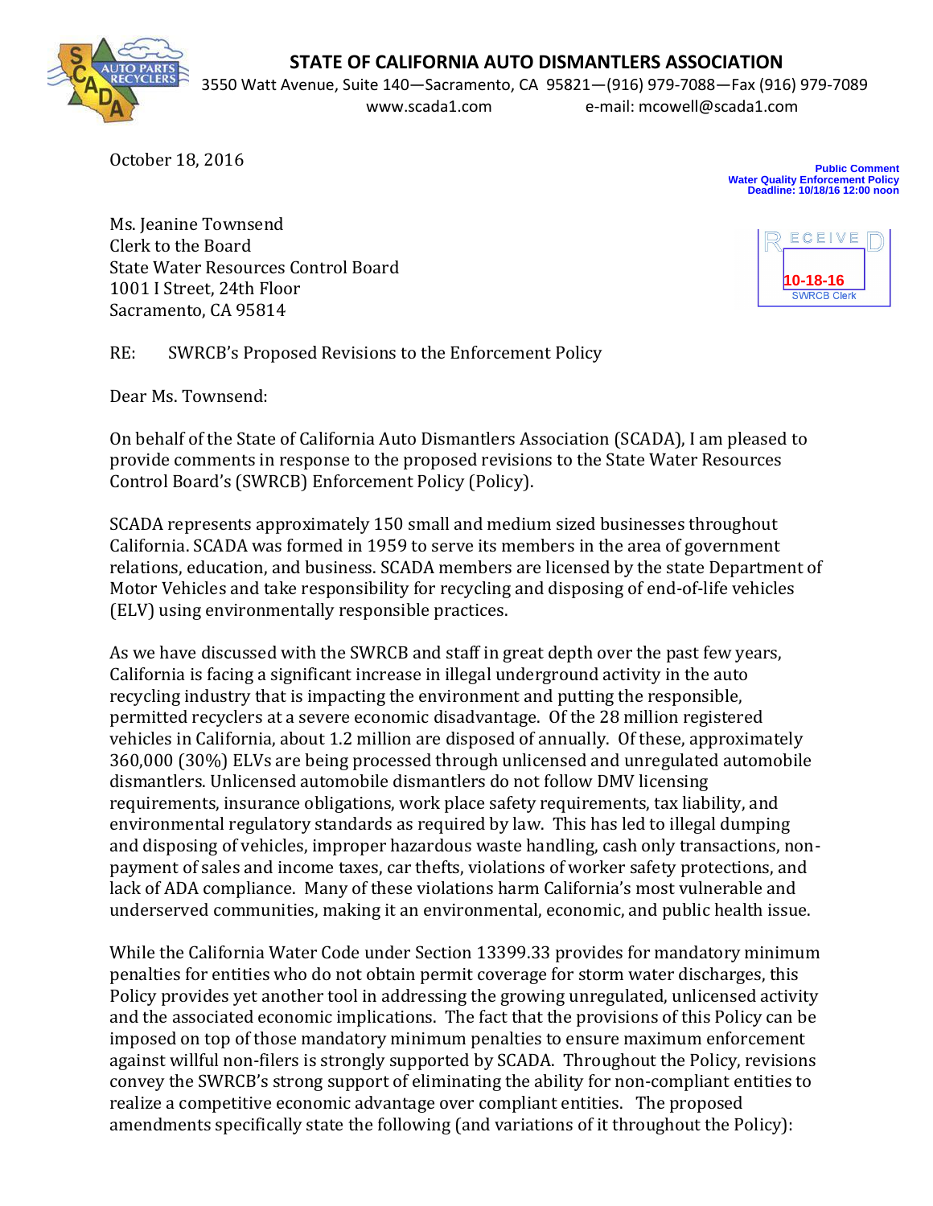# STATE OF CALIFORNIA AUTO DISMANTLERS ASSOCIATION

3550 Watt Avenue, Suite 140—Sacramento, CA 95821—(916) 979-7088—Fax (916) 979-7089
www.scada1.com e-mail: mcowell@scada1.com

October 18, 2016

**Public Comment**
**Water Quality Enforcement Policy**
**Deadline: 10/18/16 12:00 noon**

RECEIVED
10-18-16
SWRCB Clerk

Ms. Jeanine Townsend
Clerk to the Board
State Water Resources Control Board
1001 I Street, 24th Floor
Sacramento, CA 95814

RE: SWRCB's Proposed Revisions to the Enforcement Policy

Dear Ms. Townsend:

On behalf of the State of California Auto Dismantlers Association (SCADA), I am pleased to provide comments in response to the proposed revisions to the State Water Resources Control Board's (SWRCB) Enforcement Policy (Policy).

SCADA represents approximately 150 small and medium sized businesses throughout California. SCADA was formed in 1959 to serve its members in the area of government relations, education, and business. SCADA members are licensed by the state Department of Motor Vehicles and take responsibility for recycling and disposing of end-of-life vehicles (ELV) using environmentally responsible practices.

As we have discussed with the SWRCB and staff in great depth over the past few years, California is facing a significant increase in illegal underground activity in the auto recycling industry that is impacting the environment and putting the responsible, permitted recyclers at a severe economic disadvantage. Of the 28 million registered vehicles in California, about 1.2 million are disposed of annually. Of these, approximately 360,000 (30%) ELVs are being processed through unlicensed and unregulated automobile dismantlers. Unlicensed automobile dismantlers do not follow DMV licensing requirements, insurance obligations, work place safety requirements, tax liability, and environmental regulatory standards as required by law. This has led to illegal dumping and disposing of vehicles, improper hazardous waste handling, cash only transactions, non-payment of sales and income taxes, car thefts, violations of worker safety protections, and lack of ADA compliance. Many of these violations harm California's most vulnerable and underserved communities, making it an environmental, economic, and public health issue.

While the California Water Code under Section 13399.33 provides for mandatory minimum penalties for entities who do not obtain permit coverage for storm water discharges, this Policy provides yet another tool in addressing the growing unregulated, unlicensed activity and the associated economic implications. The fact that the provisions of this Policy can be imposed on top of those mandatory minimum penalties to ensure maximum enforcement against willful non-filers is strongly supported by SCADA. Throughout the Policy, revisions convey the SWRCB's strong support of eliminating the ability for non-compliant entities to realize a competitive economic advantage over compliant entities. The proposed amendments specifically state the following (and variations of it throughout the Policy):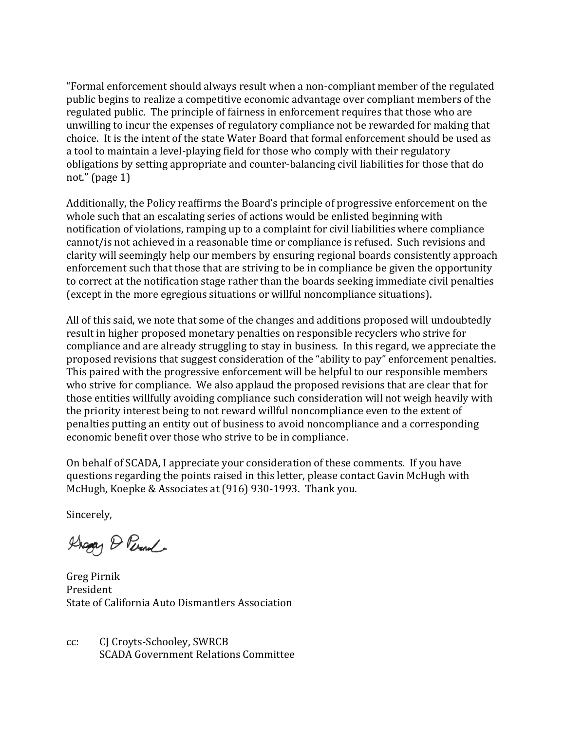"Formal enforcement should always result when a non-compliant member of the regulated public begins to realize a competitive economic advantage over compliant members of the regulated public. The principle of fairness in enforcement requires that those who are unwilling to incur the expenses of regulatory compliance not be rewarded for making that choice. It is the intent of the state Water Board that formal enforcement should be used as a tool to maintain a level-playing field for those who comply with their regulatory obligations by setting appropriate and counter-balancing civil liabilities for those that do not." (page 1)

Additionally, the Policy reaffirms the Board's principle of progressive enforcement on the whole such that an escalating series of actions would be enlisted beginning with notification of violations, ramping up to a complaint for civil liabilities where compliance cannot/is not achieved in a reasonable time or compliance is refused. Such revisions and clarity will seemingly help our members by ensuring regional boards consistently approach enforcement such that those that are striving to be in compliance be given the opportunity to correct at the notification stage rather than the boards seeking immediate civil penalties (except in the more egregious situations or willful noncompliance situations).

All of this said, we note that some of the changes and additions proposed will undoubtedly result in higher proposed monetary penalties on responsible recyclers who strive for compliance and are already struggling to stay in business. In this regard, we appreciate the proposed revisions that suggest consideration of the "ability to pay" enforcement penalties. This paired with the progressive enforcement will be helpful to our responsible members who strive for compliance. We also applaud the proposed revisions that are clear that for those entities willfully avoiding compliance such consideration will not weigh heavily with the priority interest being to not reward willful noncompliance even to the extent of penalties putting an entity out of business to avoid noncompliance and a corresponding economic benefit over those who strive to be in compliance.

On behalf of SCADA, I appreciate your consideration of these comments. If you have questions regarding the points raised in this letter, please contact Gavin McHugh with McHugh, Koepke & Associates at (916) 930-1993. Thank you.

Sincerely,

Greg Pirnik
President
State of California Auto Dismantlers Association

cc: CJ Croyts-Schooley, SWRCB
SCADA Government Relations Committee